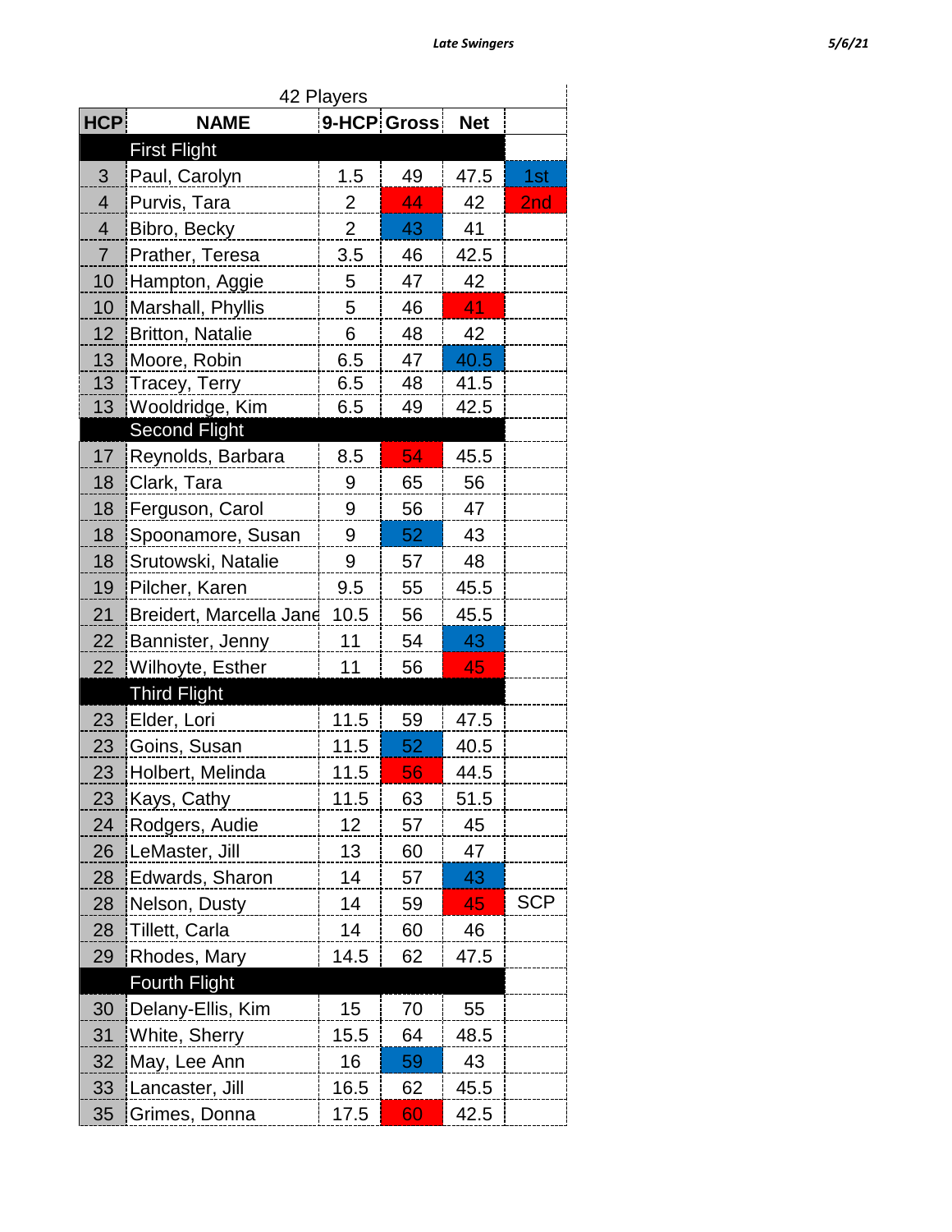Late Swingers — 5/6/21

42 Players

| HCP | NAME | 9-HCP | Gross | Net | |
|---|---|---|---|---|---|
| | **First Flight** | | | | |
| 3 | Paul, Carolyn | 1.5 | 49 | 47.5 | 1st |
| 4 | Purvis, Tara | 2 | 44 | 42 | 2nd |
| 4 | Bibro, Becky | 2 | 43 | 41 | |
| 7 | Prather, Teresa | 3.5 | 46 | 42.5 | |
| 10 | Hampton, Aggie | 5 | 47 | 42 | |
| 10 | Marshall, Phyllis | 5 | 46 | 41 | |
| 12 | Britton, Natalie | 6 | 48 | 42 | |
| 13 | Moore, Robin | 6.5 | 47 | 40.5 | |
| 13 | Tracey, Terry | 6.5 | 48 | 41.5 | |
| 13 | Wooldridge, Kim | 6.5 | 49 | 42.5 | |
| | **Second Flight** | | | | |
| 17 | Reynolds, Barbara | 8.5 | 54 | 45.5 | |
| 18 | Clark, Tara | 9 | 65 | 56 | |
| 18 | Ferguson, Carol | 9 | 56 | 47 | |
| 18 | Spoonamore, Susan | 9 | 52 | 43 | |
| 18 | Srutowski, Natalie | 9 | 57 | 48 | |
| 19 | Pilcher, Karen | 9.5 | 55 | 45.5 | |
| 21 | Breidert, Marcella Jane | 10.5 | 56 | 45.5 | |
| 22 | Bannister, Jenny | 11 | 54 | 43 | |
| 22 | Wilhoyte, Esther | 11 | 56 | 45 | |
| | **Third Flight** | | | | |
| 23 | Elder, Lori | 11.5 | 59 | 47.5 | |
| 23 | Goins, Susan | 11.5 | 52 | 40.5 | |
| 23 | Holbert, Melinda | 11.5 | 56 | 44.5 | |
| 23 | Kays, Cathy | 11.5 | 63 | 51.5 | |
| 24 | Rodgers, Audie | 12 | 57 | 45 | |
| 26 | LeMaster, Jill | 13 | 60 | 47 | |
| 28 | Edwards, Sharon | 14 | 57 | 43 | |
| 28 | Nelson, Dusty | 14 | 59 | 45 | SCP |
| 28 | Tillett, Carla | 14 | 60 | 46 | |
| 29 | Rhodes, Mary | 14.5 | 62 | 47.5 | |
| | **Fourth Flight** | | | | |
| 30 | Delany-Ellis, Kim | 15 | 70 | 55 | |
| 31 | White, Sherry | 15.5 | 64 | 48.5 | |
| 32 | May, Lee Ann | 16 | 59 | 43 | |
| 33 | Lancaster, Jill | 16.5 | 62 | 45.5 | |
| 35 | Grimes, Donna | 17.5 | 60 | 42.5 | |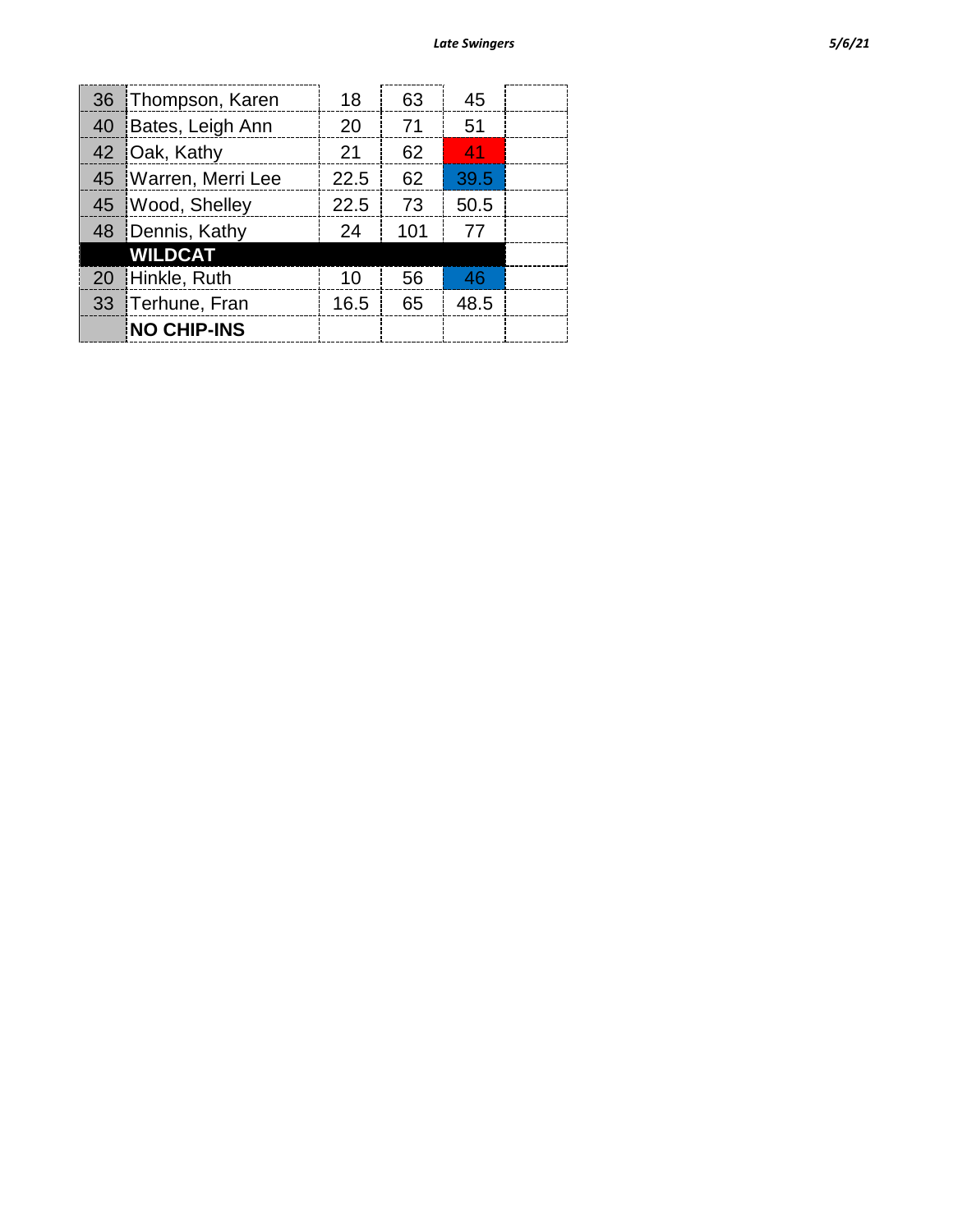| | | | | | |
|---|---|---|---|---|---|
| 36 | Thompson, Karen | 18 | 63 | 45 | |
| 40 | Bates, Leigh Ann | 20 | 71 | 51 | |
| 42 | Oak, Kathy | 21 | 62 | 41 | |
| 45 | Warren, Merri Lee | 22.5 | 62 | 39.5 | |
| 45 | Wood, Shelley | 22.5 | 73 | 50.5 | |
| 48 | Dennis, Kathy | 24 | 101 | 77 | |
| | **WILDCAT** | | | | |
| 20 | Hinkle, Ruth | 10 | 56 | 46 | |
| 33 | Terhune, Fran | 16.5 | 65 | 48.5 | |
| | **NO CHIP-INS** | | | | |